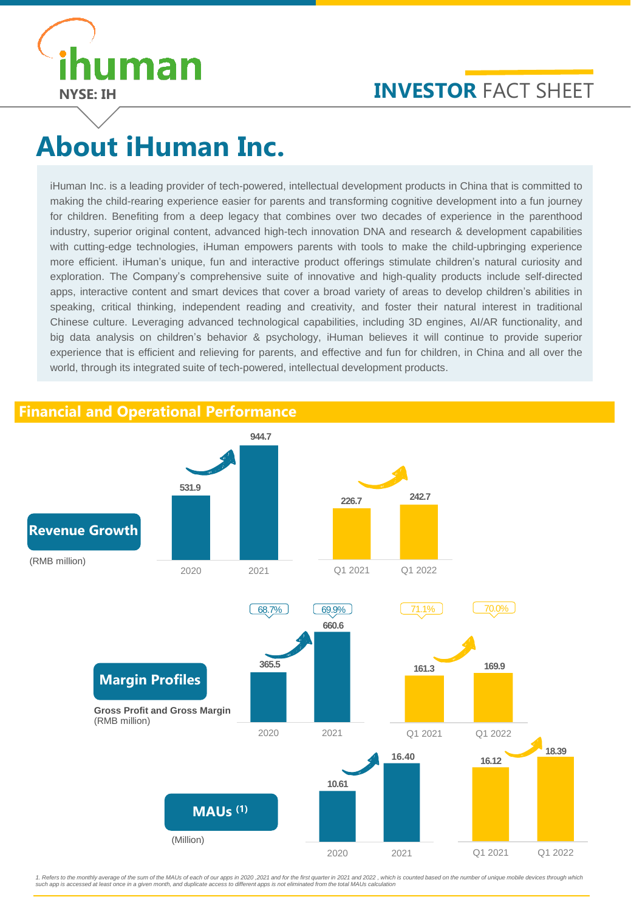**ihuman**

**NYSE: IH**

**INVESTOR** FACT SHEET

# About iHuman Inc.

iHuman Inc. is a leading provider of tech-powered, intellectual development products in China that is committed to making the child-rearing experience easier for parents and transforming cognitive development into a fun journey for children. Benefiting from a deep legacy that combines over two decades of experience in the parenthood industry, superior original content, advanced high-tech innovation DNA and research & development capabilities with cutting-edge technologies, iHuman empowers parents with tools to make the child-upbringing experience more efficient. iHuman's unique, fun and interactive product offerings stimulate children's natural curiosity and exploration. The Company's comprehensive suite of innovative and high-quality products include self-directed apps, interactive content and smart devices that cover a broad variety of areas to develop children's abilities in speaking, critical thinking, independent reading and creativity, and foster their natural interest in traditional Chinese culture. Leveraging advanced technological capabilities, including 3D engines, AI/AR functionality, and big data analysis on children's behavior & psychology, iHuman believes it will continue to provide superior experience that is efficient and relieving for parents, and effective and fun for children, in China and all over the world, through its integrated suite of tech-powered, intellectual development products.

## Financial and Operational Performance

### Revenue Growth

(RMB million)

| 2020 | 2021 | Q1 2021 | Q1 2022 |
|---|---|---|---|
| 531.9 | 944.7 | 226.7 | 242.7 |

### Margin Profiles

**Gross Profit and Gross Margin**
(RMB million)

| | 2020 | 2021 | Q1 2021 | Q1 2022 |
|---|---|---|---|---|
| Gross Profit | 365.5 | 660.6 | 161.3 | 169.9 |
| Gross Margin | 68.7% | 69.9% | 71.1% | 70.0% |

### MAUs [1]

(Million)

| 2020 | 2021 | Q1 2021 | Q1 2022 |
|---|---|---|---|
| 10.61 | 16.40 | 16.12 | 18.39 |

*1. Refers to the monthly average of the sum of the MAUs of each of our apps in 2020 ,2021 and for the first quarter in 2021 and 2022 , which is counted based on the number of unique mobile devices through which such app is accessed at least once in a given month, and duplicate access to different apps is not eliminated from the total MAUs calculation*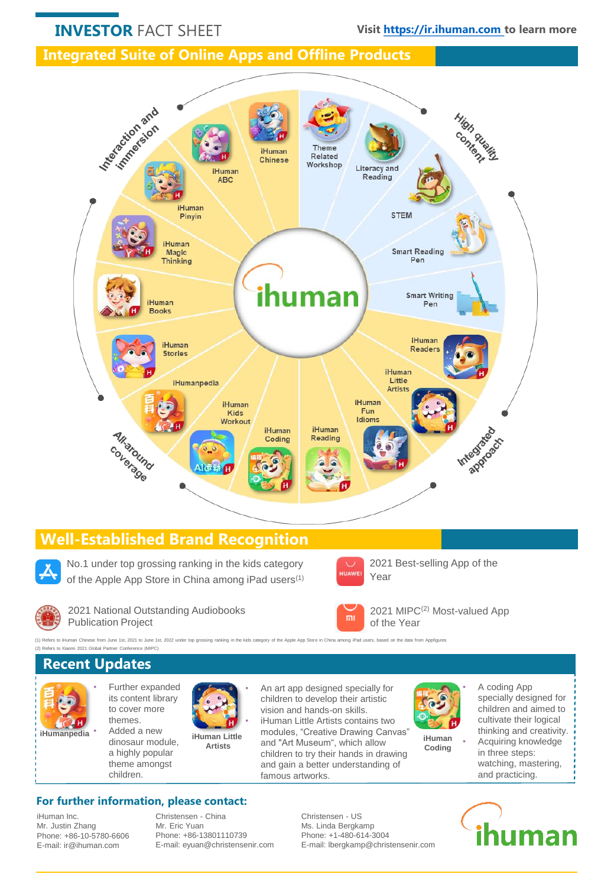# INVESTOR FACT SHEET

Visit https://ir.ihuman.com to learn more

## Integrated Suite of Online Apps and Offline Products

Interaction and immersion

High quality content

All-around coverage

Integrated approach

ihuman

iHuman Chinese

iHuman ABC

iHuman Pinyin

iHuman Magic Thinking

iHuman Books

iHuman Stories

iHumanpedia

iHuman Kids Workout

iHuman Coding

iHuman Reading

iHuman Fun Idioms

iHuman Little Artists

iHuman Readers

Smart Writing Pen

Smart Reading Pen

STEM

Literacy and Reading

Theme Related Workshop

## Well-Established Brand Recognition

No.1 under top grossing ranking in the kids category of the Apple App Store in China among iPad users[(1)]

2021 Best-selling App of the Year

2021 National Outstanding Audiobooks Publication Project

2021 MIPC[(2)] Most-valued App of the Year

(1) Refers to iHuman Chinese from June 1st, 2021 to June 1st, 2022 under top grossing ranking in the kids category of the Apple App Store in China among iPad users, based on the data from Appfigures
(2) Refers to Xiaomi 2021 Global Partner Conference (MIPC)

## Recent Updates

**iHumanpedia**

- Further expanded its content library to cover more themes.
- Added a new dinosaur module, a highly popular theme amongst children.

**iHuman Little Artists**

- An art app designed specially for children to develop their artistic vision and hands-on skills.
- iHuman Little Artists contains two modules, "Creative Drawing Canvas" and "Art Museum", which allow children to try their hands in drawing and gain a better understanding of famous artworks.

**iHuman Coding**

- A coding App specially designed for children and aimed to cultivate their logical thinking and creativity.
- Acquiring knowledge in three steps: watching, mastering, and practicing.

## For further information, please contact:

iHuman Inc.
Mr. Justin Zhang
Phone: +86-10-5780-6606
E-mail: ir@ihuman.com

Christensen - China
Mr. Eric Yuan
Phone: +86-13801110739
E-mail: eyuan@christensenir.com

Christensen - US
Ms. Linda Bergkamp
Phone: +1-480-614-3004
E-mail: lbergkamp@christensenir.com